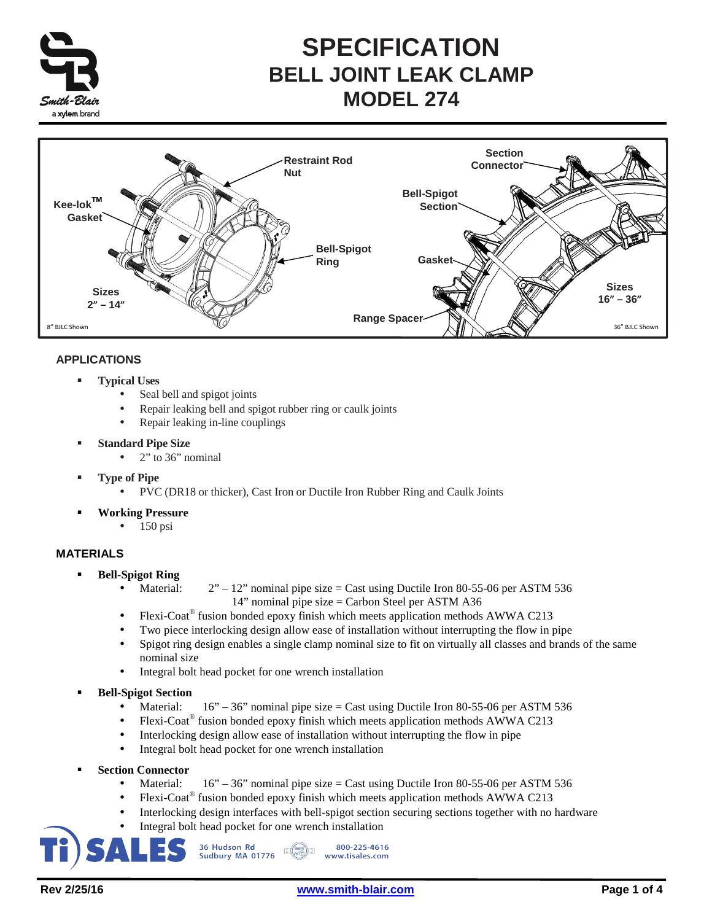# SPECIFICATION
# BELL JOINT LEAK CLAMP
# MODEL 274

Restraint Rod Nut

Section Connector

Bell-Spigot Section

Kee-lok™ Gasket

Bell-Spigot Ring

Gasket

Sizes 2" – 14"

Sizes 16" – 36"

Range Spacer

8" BJLC Shown

36" BJLC Shown

## APPLICATIONS

- **Typical Uses**
  - Seal bell and spigot joints
  - Repair leaking bell and spigot rubber ring or caulk joints
  - Repair leaking in-line couplings
- **Standard Pipe Size**
  - 2" to 36" nominal
- **Type of Pipe**
  - PVC (DR18 or thicker), Cast Iron or Ductile Iron Rubber Ring and Caulk Joints
- **Working Pressure**
  - 150 psi

## MATERIALS

- **Bell-Spigot Ring**
  - Material: 2" – 12" nominal pipe size = Cast using Ductile Iron 80-55-06 per ASTM 536
    14" nominal pipe size = Carbon Steel per ASTM A36
  - Flexi-Coat® fusion bonded epoxy finish which meets application methods AWWA C213
  - Two piece interlocking design allow ease of installation without interrupting the flow in pipe
  - Spigot ring design enables a single clamp nominal size to fit on virtually all classes and brands of the same nominal size
  - Integral bolt head pocket for one wrench installation
- **Bell-Spigot Section**
  - Material: 16" – 36" nominal pipe size = Cast using Ductile Iron 80-55-06 per ASTM 536
  - Flexi-Coat® fusion bonded epoxy finish which meets application methods AWWA C213
  - Interlocking design allow ease of installation without interrupting the flow in pipe
  - Integral bolt head pocket for one wrench installation
- **Section Connector**
  - Material: 16" – 36" nominal pipe size = Cast using Ductile Iron 80-55-06 per ASTM 536
  - Flexi-Coat® fusion bonded epoxy finish which meets application methods AWWA C213
  - Interlocking design interfaces with bell-spigot section securing sections together with no hardware
  - Integral bolt head pocket for one wrench installation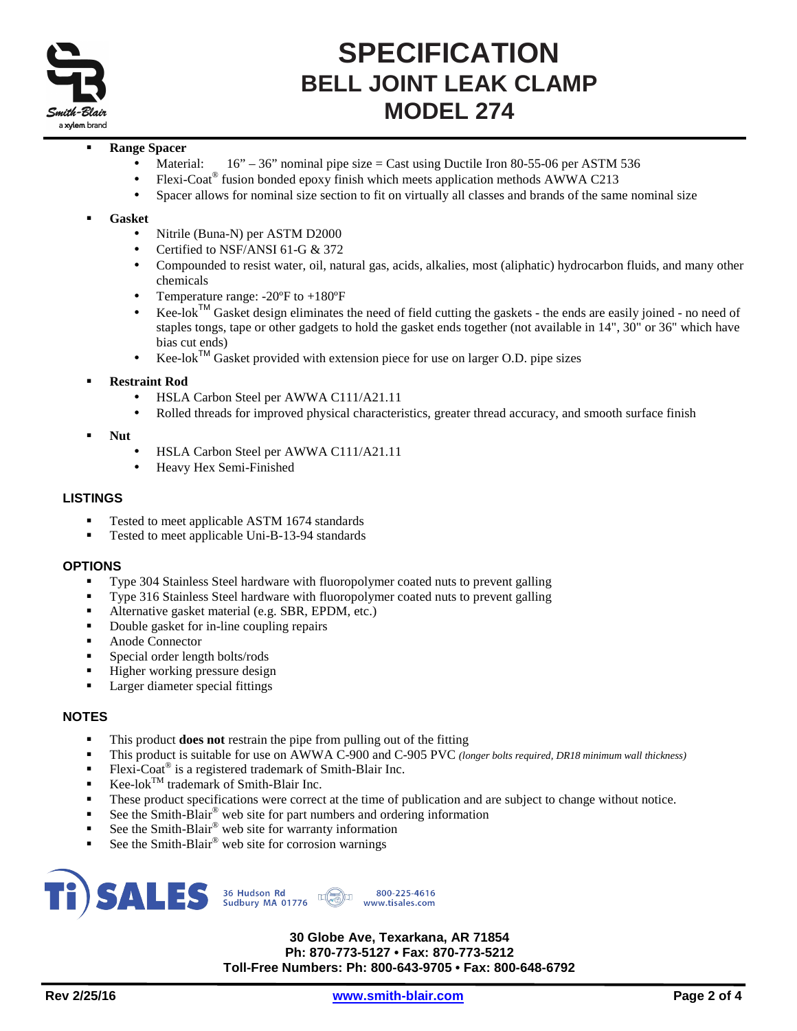- **Range Spacer**
  - Material: 16" – 36" nominal pipe size = Cast using Ductile Iron 80-55-06 per ASTM 536
  - Flexi-Coat® fusion bonded epoxy finish which meets application methods AWWA C213
  - Spacer allows for nominal size section to fit on virtually all classes and brands of the same nominal size
- **Gasket**
  - Nitrile (Buna-N) per ASTM D2000
  - Certified to NSF/ANSI 61-G & 372
  - Compounded to resist water, oil, natural gas, acids, alkalies, most (aliphatic) hydrocarbon fluids, and many other chemicals
  - Temperature range: -20ºF to +180ºF
  - Kee-lok™ Gasket design eliminates the need of field cutting the gaskets - the ends are easily joined - no need of staples tongs, tape or other gadgets to hold the gasket ends together (not available in 14", 30" or 36" which have bias cut ends)
  - Kee-lok™ Gasket provided with extension piece for use on larger O.D. pipe sizes
- **Restraint Rod**
  - HSLA Carbon Steel per AWWA C111/A21.11
  - Rolled threads for improved physical characteristics, greater thread accuracy, and smooth surface finish
- **Nut**
  - HSLA Carbon Steel per AWWA C111/A21.11
  - Heavy Hex Semi-Finished

## LISTINGS

- Tested to meet applicable ASTM 1674 standards
- Tested to meet applicable Uni-B-13-94 standards

## OPTIONS

- Type 304 Stainless Steel hardware with fluoropolymer coated nuts to prevent galling
- Type 316 Stainless Steel hardware with fluoropolymer coated nuts to prevent galling
- Alternative gasket material (e.g. SBR, EPDM, etc.)
- Double gasket for in-line coupling repairs
- Anode Connector
- Special order length bolts/rods
- Higher working pressure design
- Larger diameter special fittings

## NOTES

- This product **does not** restrain the pipe from pulling out of the fitting
- This product is suitable for use on AWWA C-900 and C-905 PVC *(longer bolts required, DR18 minimum wall thickness)*
- Flexi-Coat® is a registered trademark of Smith-Blair Inc.
- Kee-lok™ trademark of Smith-Blair Inc.
- These product specifications were correct at the time of publication and are subject to change without notice.
- See the Smith-Blair® web site for part numbers and ordering information
- See the Smith-Blair® web site for warranty information
- See the Smith-Blair® web site for corrosion warnings

Ti SALES 36 Hudson Rd Sudbury MA 01776 800-225-4616 www.tisales.com

**30 Globe Ave, Texarkana, AR 71854**
**Ph: 870-773-5127 • Fax: 870-773-5212**
**Toll-Free Numbers: Ph: 800-643-9705 • Fax: 800-648-6792**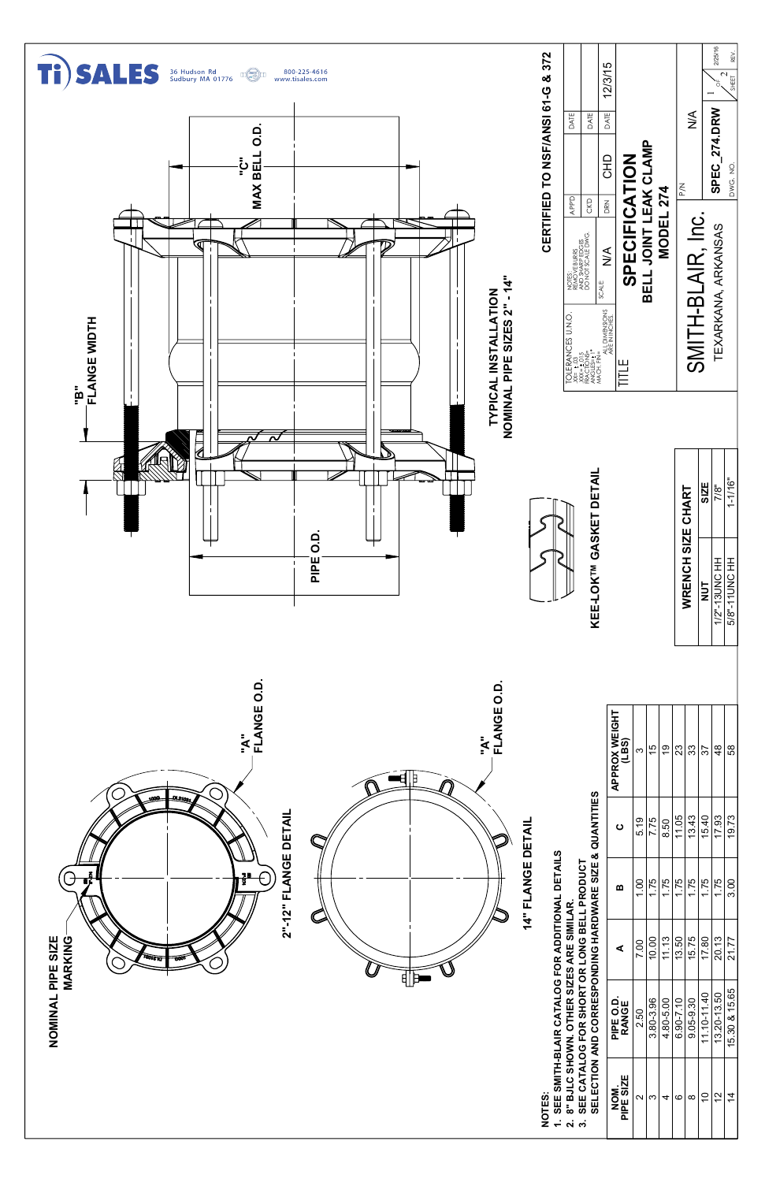**Ti SALES** 36 Hudson Rd Sudbury MA 01776 800-225-4616 www.tisales.com

NOMINAL PIPE SIZE MARKING

"A" FLANGE O.D.

2"-12" FLANGE DETAIL

"A" FLANGE O.D.

14" FLANGE DETAIL

"B" FLANGE WIDTH

"C" MAX BELL O.D.

PIPE O.D.

TYPICAL INSTALLATION
NOMINAL PIPE SIZES 2" - 14"

KEE-LOK™ GASKET DETAIL

CERTIFIED TO NSF/ANSI 61-G & 372

NOTES:
1. SEE SMITH-BLAIR CATALOG FOR ADDITIONAL DETAILS
2. 8" BJLC SHOWN. OTHER SIZES ARE SIMILAR.
3. SEE CATALOG FOR SHORT OR LONG BELL PRODUCT SELECTION AND CORRESPONDING HARDWARE SIZE & QUANTITIES

| NOM. PIPE SIZE | PIPE O.D. RANGE | A | B | C | APPROX WEIGHT (LBS) |
|---|---|---|---|---|---|
| 2 | 2.50 | 7.00 | 1.00 | 5.19 | 3 |
| 3 | 3.80-3.96 | 10.00 | 1.75 | 7.75 | 15 |
| 4 | 4.80-5.00 | 11.13 | 1.75 | 8.50 | 19 |
| 6 | 6.90-7.10 | 13.50 | 1.75 | 11.05 | 23 |
| 8 | 9.05-9.30 | 15.75 | 1.75 | 13.43 | 33 |
| 10 | 11.10-11.40 | 17.80 | 1.75 | 15.40 | 37 |
| 12 | 13.20-13.50 | 20.13 | 1.75 | 17.93 | 48 |
| 14 | 15.30 & 15.65 | 21.77 | 3.00 | 19.73 | 58 |

**WRENCH SIZE CHART**

| NUT | SIZE |
|---|---|
| 1/2"-13UNC HH | 7/8" |
| 5/8"-11UNC HH | 1-1/16" |

TOLERANCES U.N.O.
.XX= ±.03
.XXX= ±.015
FRACTIONS= ±
ANGLES= ± 1°
MACH. FIN=
ALL DIMENSIONS ARE IN INCHES

NOTES: REMOVE BURRS AND SHARP EDGES DO NOT SCALE DWG.

SCALE: N/A

APP'D / DATE
CK'D / DATE
DRN: CHD / DATE: 12/3/15

TITLE: **SPECIFICATION BELL JOINT LEAK CLAMP MODEL 274**

SMITH-BLAIR, Inc.
TEXARKANA, ARKANSAS

P/N: N/A

DWG. NO.: SPEC_274.DRW

SHEET 1 OF 2

REV. 2/25/16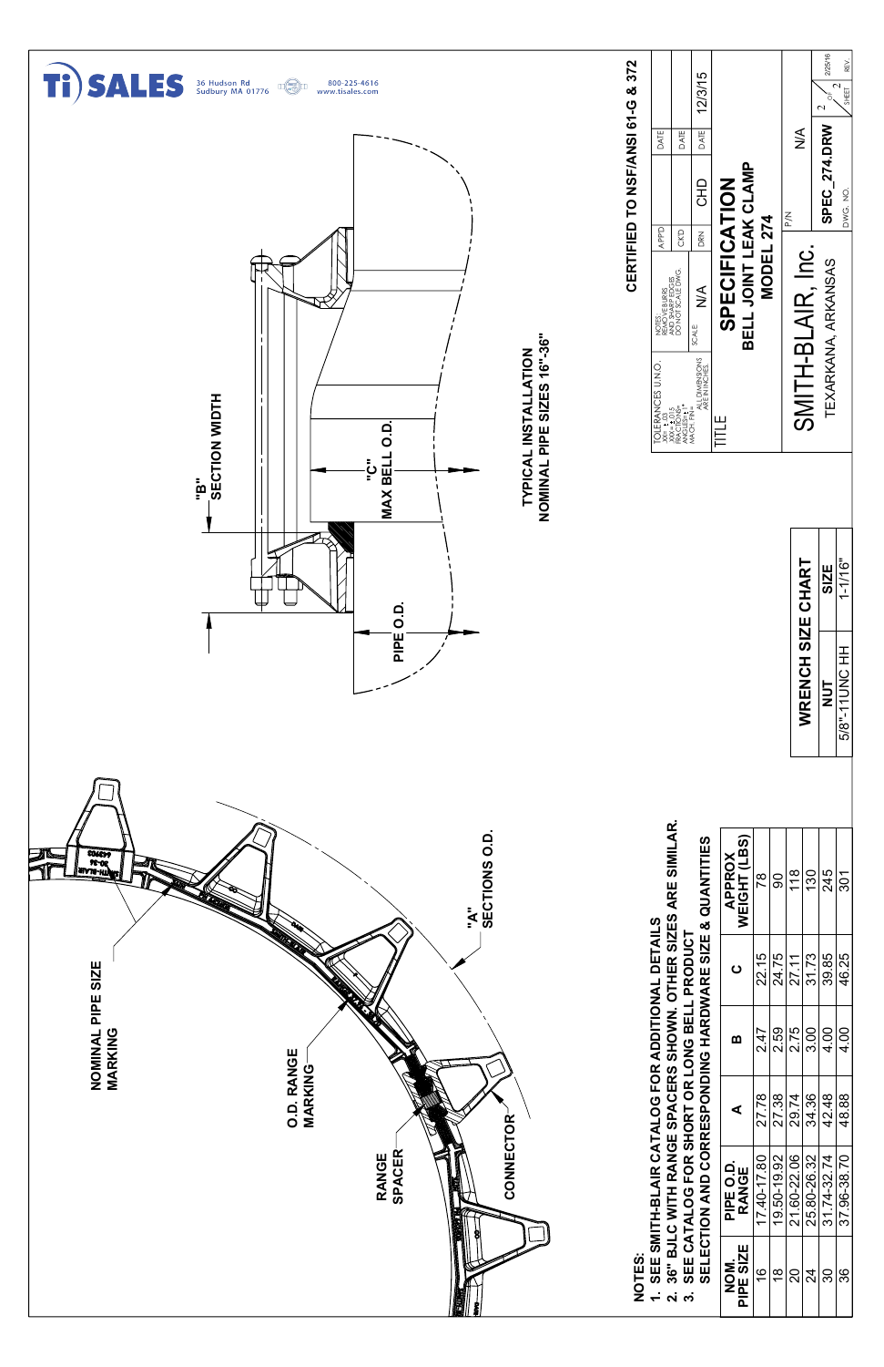**Ti SALES** 36 Hudson Rd Sudbury MA 01776 800-225-4616 www.tisales.com

NOMINAL PIPE SIZE MARKING

O.D. RANGE MARKING

RANGE SPACER

CONNECTOR

"A" SECTIONS O.D.

"B" SECTION WIDTH

"C" MAX BELL O.D.

PIPE O.D.

TYPICAL INSTALLATION NOMINAL PIPE SIZES 16"-36"

CERTIFIED TO NSF/ANSI 61-G & 372

NOTES:

1. SEE SMITH-BLAIR CATALOG FOR ADDITIONAL DETAILS
2. 36" BJLC WITH RANGE SPACERS SHOWN. OTHER SIZES ARE SIMILAR.
3. SEE CATALOG FOR SHORT OR LONG BELL PRODUCT SELECTION AND CORRESPONDING HARDWARE SIZE & QUANTITIES

| NOM. PIPE SIZE | PIPE O.D. RANGE | A | B | C | APPROX WEIGHT (LBS) |
|---|---|---|---|---|---|
| 16 | 17.40-17.80 | 27.78 | 2.47 | 22.15 | 78 |
| 18 | 19.50-19.92 | 27.38 | 2.59 | 24.75 | 90 |
| 20 | 21.60-22.06 | 29.74 | 2.75 | 27.11 | 118 |
| 24 | 25.80-26.32 | 34.36 | 3.00 | 31.73 | 130 |
| 30 | 31.74-32.74 | 42.48 | 4.00 | 39.85 | 245 |
| 36 | 37.96-38.70 | 48.88 | 4.00 | 46.25 | 301 |

**WRENCH SIZE CHART**

| NUT | SIZE |
|---|---|
| 5/8"-11UNC HH | 1-1/16" |

TOLERANCES U.N.O. — ALL DIMENSIONS ARE IN INCHES.

NOTES: REMOVE BURRS AND SHARP EDGES. DO NOT SCALE DWG.

SCALE: N/A — DRN: CHD — DATE: 12/3/15

TITLE: **SPECIFICATION BELL JOINT LEAK CLAMP MODEL 274**

SMITH-BLAIR, Inc. TEXARKANA, ARKANSAS

P/N: N/A

DWG. NO. SPEC_274.DRW — SHEET 2 OF 2 — REV. 2/25/16